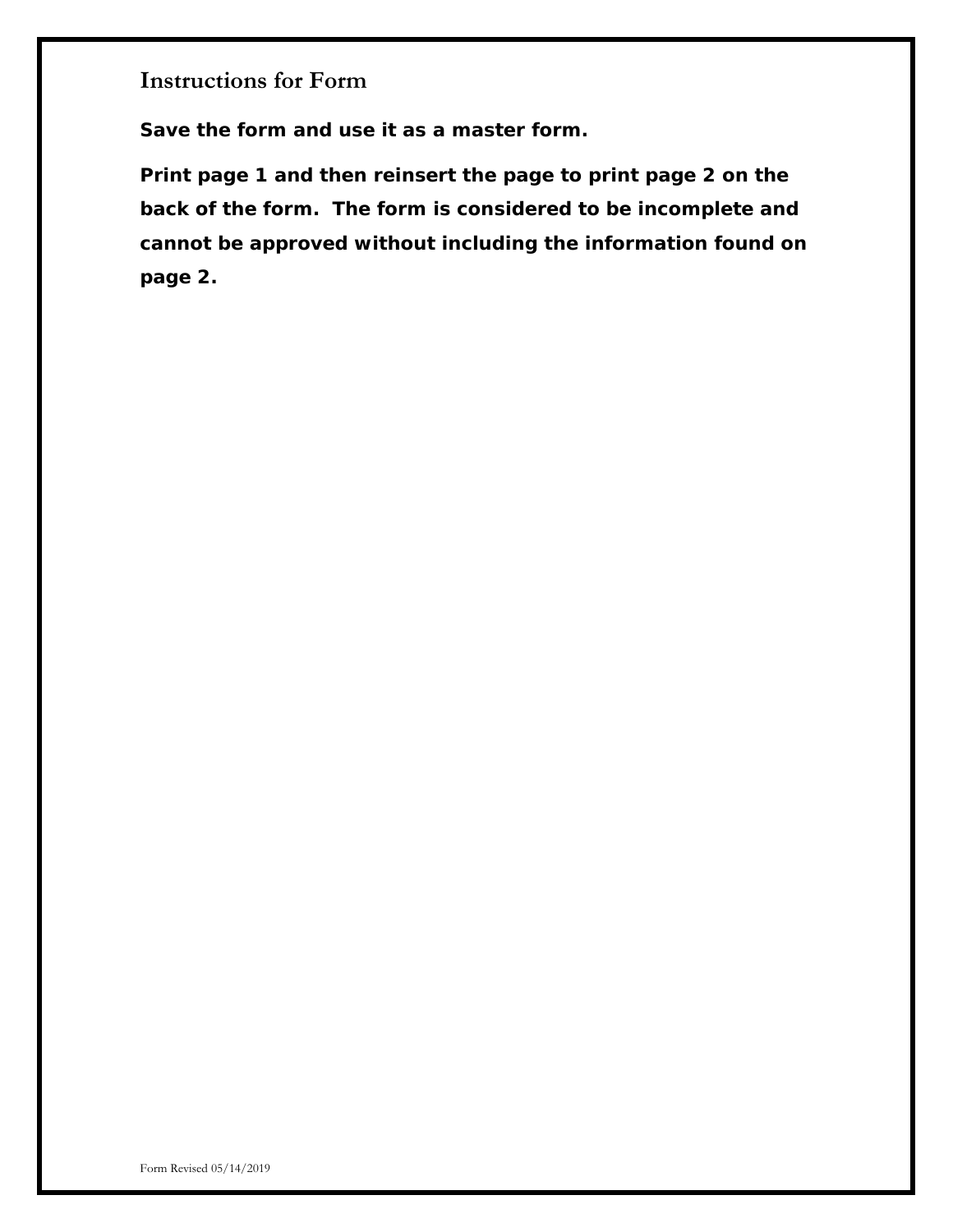## Instructions for Form

**Save the form and use it as a master form.**

**Print page 1 and then reinsert the page to print page 2 on the back of the form. The form is considered to be incomplete and cannot be approved without including the information found on page 2.**

Form Revised 05/14/2019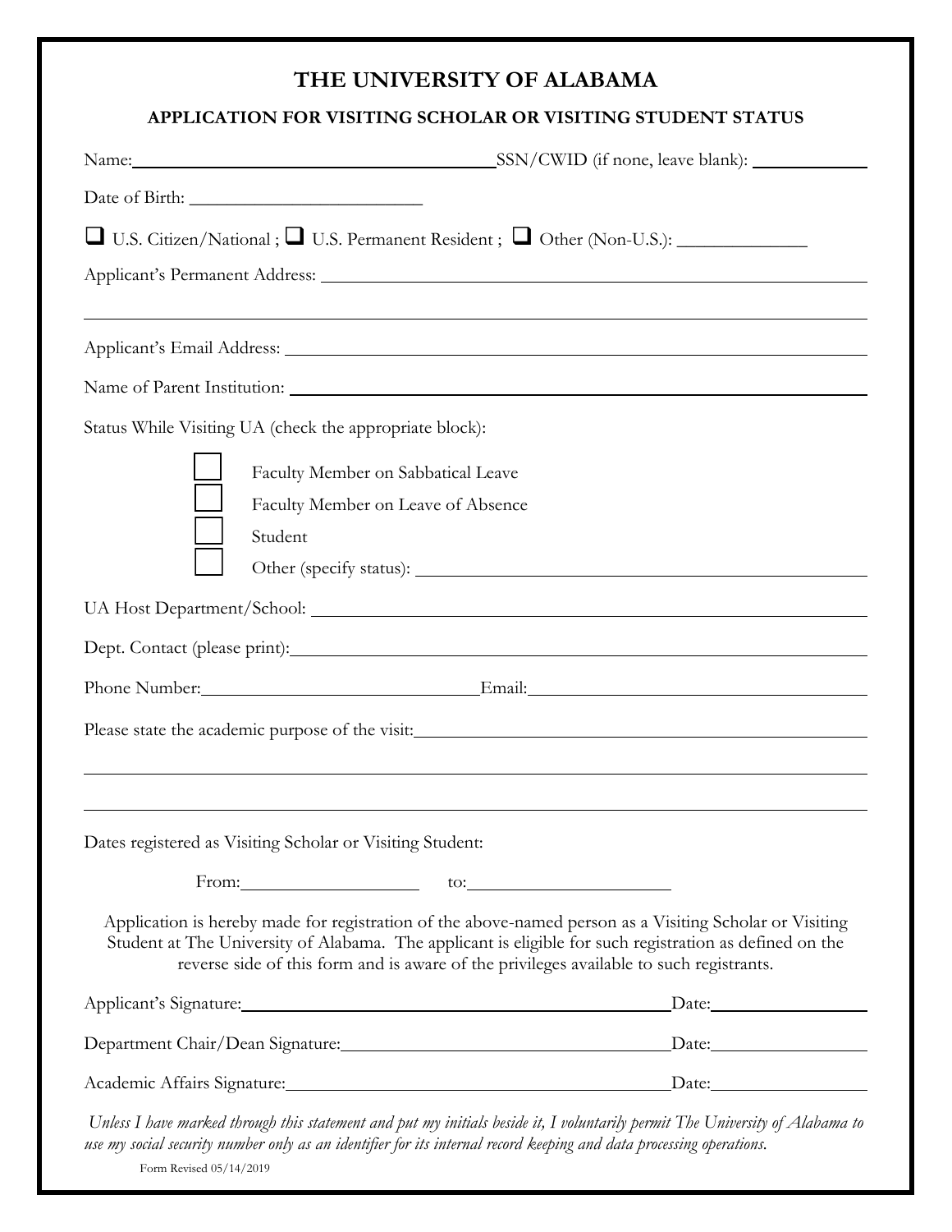# THE UNIVERSITY OF ALABAMA

## APPLICATION FOR VISITING SCHOLAR OR VISITING STUDENT STATUS

Name: \_\_\_\_\_\_\_\_\_\_\_\_\_\_\_\_\_\_\_\_\_\_\_\_\_\_\_\_\_\_\_\_\_\_\_\_\_\_\_\_ SSN/CWID (if none, leave blank): \_\_\_\_\_\_\_\_\_\_\_\_\_\_

Date of Birth: \_\_\_\_\_\_\_\_\_\_\_\_\_\_\_\_\_\_\_\_\_\_\_\_\_\_

☐ U.S. Citizen/National ; ☐ U.S. Permanent Resident ; ☐ Other (Non-U.S.): \_\_\_\_\_\_\_\_\_\_\_\_\_\_

Applicant's Permanent Address: \_\_\_\_\_\_\_\_\_\_\_\_\_\_\_\_\_\_\_\_\_\_\_\_\_\_\_\_\_\_\_\_\_\_\_\_\_\_\_\_\_\_\_\_\_\_\_\_\_\_\_\_\_\_\_\_\_\_

\_\_\_\_\_\_\_\_\_\_\_\_\_\_\_\_\_\_\_\_\_\_\_\_\_\_\_\_\_\_\_\_\_\_\_\_\_\_\_\_\_\_\_\_\_\_\_\_\_\_\_\_\_\_\_\_\_\_\_\_\_\_\_\_\_\_\_\_\_\_\_\_\_\_\_\_\_\_\_\_\_\_\_\_\_\_\_\_\_\_

Applicant's Email Address: \_\_\_\_\_\_\_\_\_\_\_\_\_\_\_\_\_\_\_\_\_\_\_\_\_\_\_\_\_\_\_\_\_\_\_\_\_\_\_\_\_\_\_\_\_\_\_\_\_\_\_\_\_\_\_\_\_\_\_\_\_\_

Name of Parent Institution: \_\_\_\_\_\_\_\_\_\_\_\_\_\_\_\_\_\_\_\_\_\_\_\_\_\_\_\_\_\_\_\_\_\_\_\_\_\_\_\_\_\_\_\_\_\_\_\_\_\_\_\_\_\_\_\_\_\_\_\_\_

Status While Visiting UA (check the appropriate block):

- ☐ Faculty Member on Sabbatical Leave
- ☐ Faculty Member on Leave of Absence
- ☐ Student
- ☐ Other (specify status): \_\_\_\_\_\_\_\_\_\_\_\_\_\_\_\_\_\_\_\_\_\_\_\_\_\_\_\_\_\_\_\_\_\_\_\_\_\_\_\_\_\_\_\_\_\_\_\_

UA Host Department/School: \_\_\_\_\_\_\_\_\_\_\_\_\_\_\_\_\_\_\_\_\_\_\_\_\_\_\_\_\_\_\_\_\_\_\_\_\_\_\_\_\_\_\_\_\_\_\_\_\_\_\_\_\_\_\_\_\_\_\_\_

Dept. Contact (please print): \_\_\_\_\_\_\_\_\_\_\_\_\_\_\_\_\_\_\_\_\_\_\_\_\_\_\_\_\_\_\_\_\_\_\_\_\_\_\_\_\_\_\_\_\_\_\_\_\_\_\_\_\_\_\_\_\_\_\_\_\_

Phone Number: \_\_\_\_\_\_\_\_\_\_\_\_\_\_\_\_\_\_\_\_\_\_\_\_\_\_\_\_\_\_\_\_ Email: \_\_\_\_\_\_\_\_\_\_\_\_\_\_\_\_\_\_\_\_\_\_\_\_\_\_\_\_\_\_\_\_\_\_\_\_\_\_\_\_\_

Please state the academic purpose of the visit: \_\_\_\_\_\_\_\_\_\_\_\_\_\_\_\_\_\_\_\_\_\_\_\_\_\_\_\_\_\_\_\_\_\_\_\_\_\_\_\_\_\_\_\_\_\_\_\_

\_\_\_\_\_\_\_\_\_\_\_\_\_\_\_\_\_\_\_\_\_\_\_\_\_\_\_\_\_\_\_\_\_\_\_\_\_\_\_\_\_\_\_\_\_\_\_\_\_\_\_\_\_\_\_\_\_\_\_\_\_\_\_\_\_\_\_\_\_\_\_\_\_\_\_\_\_\_\_\_\_\_\_\_\_\_\_\_\_\_

\_\_\_\_\_\_\_\_\_\_\_\_\_\_\_\_\_\_\_\_\_\_\_\_\_\_\_\_\_\_\_\_\_\_\_\_\_\_\_\_\_\_\_\_\_\_\_\_\_\_\_\_\_\_\_\_\_\_\_\_\_\_\_\_\_\_\_\_\_\_\_\_\_\_\_\_\_\_\_\_\_\_\_\_\_\_\_\_\_\_

Dates registered as Visiting Scholar or Visiting Student:

From: \_\_\_\_\_\_\_\_\_\_\_\_\_\_\_\_\_\_\_\_ to: \_\_\_\_\_\_\_\_\_\_\_\_\_\_\_\_\_\_\_\_\_\_\_\_

Application is hereby made for registration of the above-named person as a Visiting Scholar or Visiting Student at The University of Alabama. The applicant is eligible for such registration as defined on the reverse side of this form and is aware of the privileges available to such registrants.

Applicant's Signature: \_\_\_\_\_\_\_\_\_\_\_\_\_\_\_\_\_\_\_\_\_\_\_\_\_\_\_\_\_\_\_\_\_\_\_\_\_\_\_\_\_\_\_\_\_\_\_\_\_\_\_\_ Date: \_\_\_\_\_\_\_\_\_\_\_\_\_\_\_\_\_\_\_

Department Chair/Dean Signature: \_\_\_\_\_\_\_\_\_\_\_\_\_\_\_\_\_\_\_\_\_\_\_\_\_\_\_\_\_\_\_\_\_\_\_\_\_\_\_\_\_\_\_ Date: \_\_\_\_\_\_\_\_\_\_\_\_\_\_\_\_\_\_\_

Academic Affairs Signature: \_\_\_\_\_\_\_\_\_\_\_\_\_\_\_\_\_\_\_\_\_\_\_\_\_\_\_\_\_\_\_\_\_\_\_\_\_\_\_\_\_\_\_\_\_\_\_\_\_\_ Date: \_\_\_\_\_\_\_\_\_\_\_\_\_\_\_\_\_\_\_

*Unless I have marked through this statement and put my initials beside it, I voluntarily permit The University of Alabama to use my social security number only as an identifier for its internal record keeping and data processing operations.*

Form Revised 05/14/2019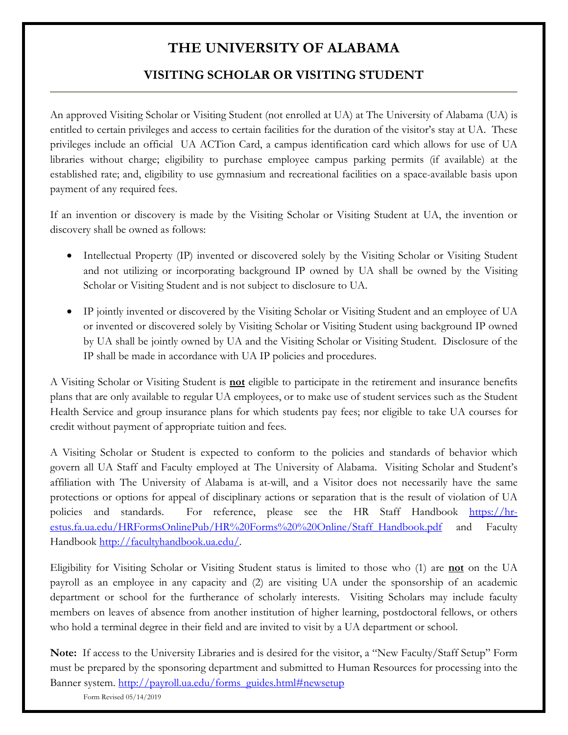# THE UNIVERSITY OF ALABAMA

## VISITING SCHOLAR OR VISITING STUDENT

An approved Visiting Scholar or Visiting Student (not enrolled at UA) at The University of Alabama (UA) is entitled to certain privileges and access to certain facilities for the duration of the visitor's stay at UA. These privileges include an official UA ACTion Card, a campus identification card which allows for use of UA libraries without charge; eligibility to purchase employee campus parking permits (if available) at the established rate; and, eligibility to use gymnasium and recreational facilities on a space-available basis upon payment of any required fees.

If an invention or discovery is made by the Visiting Scholar or Visiting Student at UA, the invention or discovery shall be owned as follows:

- Intellectual Property (IP) invented or discovered solely by the Visiting Scholar or Visiting Student and not utilizing or incorporating background IP owned by UA shall be owned by the Visiting Scholar or Visiting Student and is not subject to disclosure to UA.
- IP jointly invented or discovered by the Visiting Scholar or Visiting Student and an employee of UA or invented or discovered solely by Visiting Scholar or Visiting Student using background IP owned by UA shall be jointly owned by UA and the Visiting Scholar or Visiting Student. Disclosure of the IP shall be made in accordance with UA IP policies and procedures.

A Visiting Scholar or Visiting Student is **not** eligible to participate in the retirement and insurance benefits plans that are only available to regular UA employees, or to make use of student services such as the Student Health Service and group insurance plans for which students pay fees; nor eligible to take UA courses for credit without payment of appropriate tuition and fees.

A Visiting Scholar or Student is expected to conform to the policies and standards of behavior which govern all UA Staff and Faculty employed at The University of Alabama. Visiting Scholar and Student's affiliation with The University of Alabama is at-will, and a Visitor does not necessarily have the same protections or options for appeal of disciplinary actions or separation that is the result of violation of UA policies and standards. For reference, please see the HR Staff Handbook https://hr-estus.fa.ua.edu/HRFormsOnlinePub/HR%20Forms%20%20Online/Staff_Handbook.pdf and Faculty Handbook http://facultyhandbook.ua.edu/.

Eligibility for Visiting Scholar or Visiting Student status is limited to those who (1) are **not** on the UA payroll as an employee in any capacity and (2) are visiting UA under the sponsorship of an academic department or school for the furtherance of scholarly interests. Visiting Scholars may include faculty members on leaves of absence from another institution of higher learning, postdoctoral fellows, or others who hold a terminal degree in their field and are invited to visit by a UA department or school.

**Note:** If access to the University Libraries and is desired for the visitor, a "New Faculty/Staff Setup" Form must be prepared by the sponsoring department and submitted to Human Resources for processing into the Banner system. http://payroll.ua.edu/forms_guides.html#newsetup

Form Revised 05/14/2019